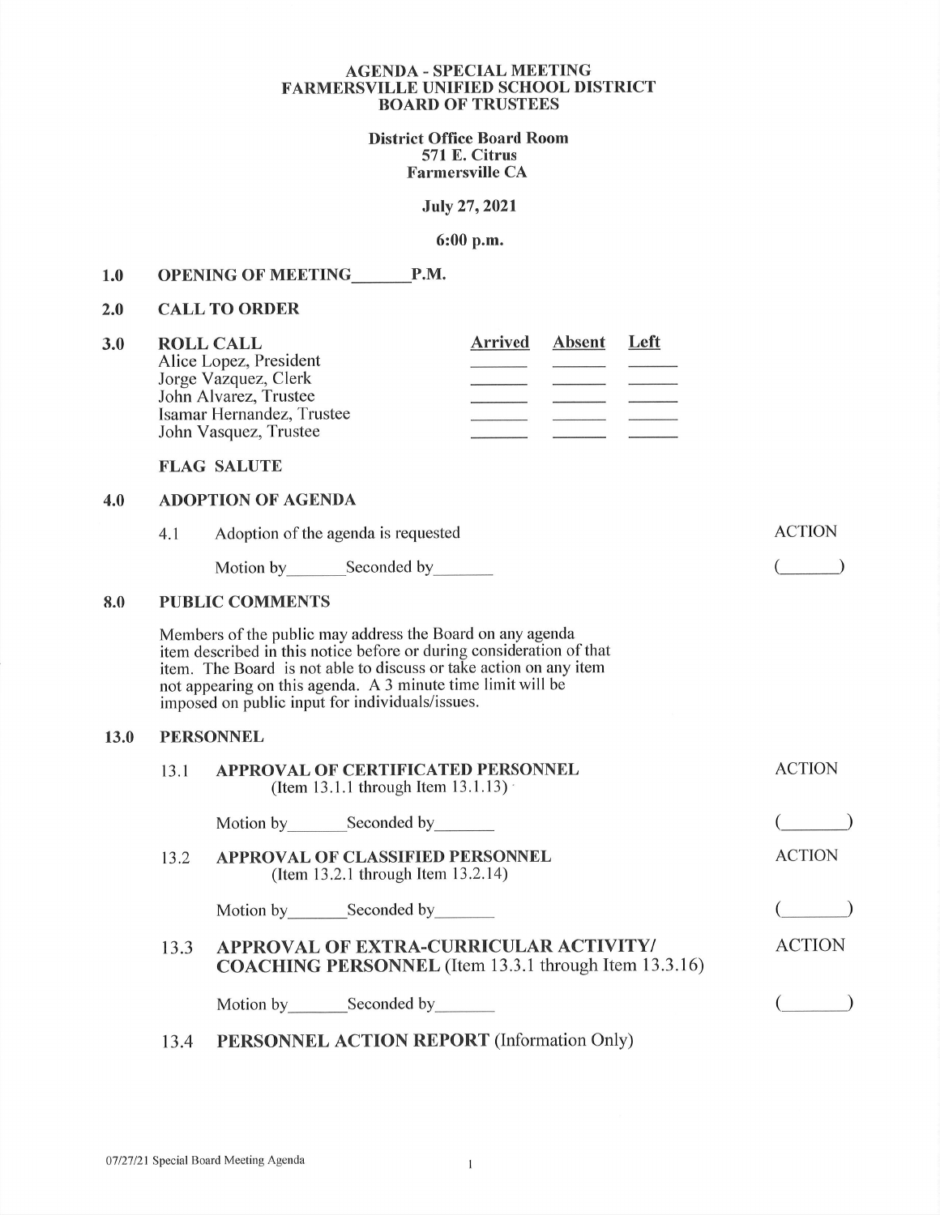# AGENDA - SPECIAL MEETING
# FARMERSVILLE UNIFIED SCHOOL DISTRICT
# BOARD OF TRUSTEES

**District Office Board Room**
**571 E. Citrus**
**Farmersville CA**

**July 27, 2021**

**6:00 p.m.**

## 1.0 OPENING OF MEETING_______P.M.

## 2.0 CALL TO ORDER

## 3.0 ROLL CALL

| | Arrived | Absent | Left |
|---|---|---|---|
| Alice Lopez, President | ______ | ______ | ______ |
| Jorge Vazquez, Clerk | ______ | ______ | ______ |
| John Alvarez, Trustee | ______ | ______ | ______ |
| Isamar Hernandez, Trustee | ______ | ______ | ______ |
| John Vasquez, Trustee | ______ | ______ | ______ |

**FLAG SALUTE**

## 4.0 ADOPTION OF AGENDA

4.1 Adoption of the agenda is requested — ACTION

Motion by_______Seconded by_______ (_______)

## 8.0 PUBLIC COMMENTS

Members of the public may address the Board on any agenda item described in this notice before or during consideration of that item. The Board is not able to discuss or take action on any item not appearing on this agenda. A 3 minute time limit will be imposed on public input for individuals/issues.

## 13.0 PERSONNEL

13.1 **APPROVAL OF CERTIFICATED PERSONNEL** (Item 13.1.1 through Item 13.1.13) — ACTION

Motion by_______Seconded by_______ (_______)

13.2 **APPROVAL OF CLASSIFIED PERSONNEL** (Item 13.2.1 through Item 13.2.14) — ACTION

Motion by_______Seconded by_______ (_______)

13.3 **APPROVAL OF EXTRA-CURRICULAR ACTIVITY/ COACHING PERSONNEL** (Item 13.3.1 through Item 13.3.16) — ACTION

Motion by_______Seconded by_______ (_______)

13.4 **PERSONNEL ACTION REPORT** (Information Only)

07/27/21 Special Board Meeting Agenda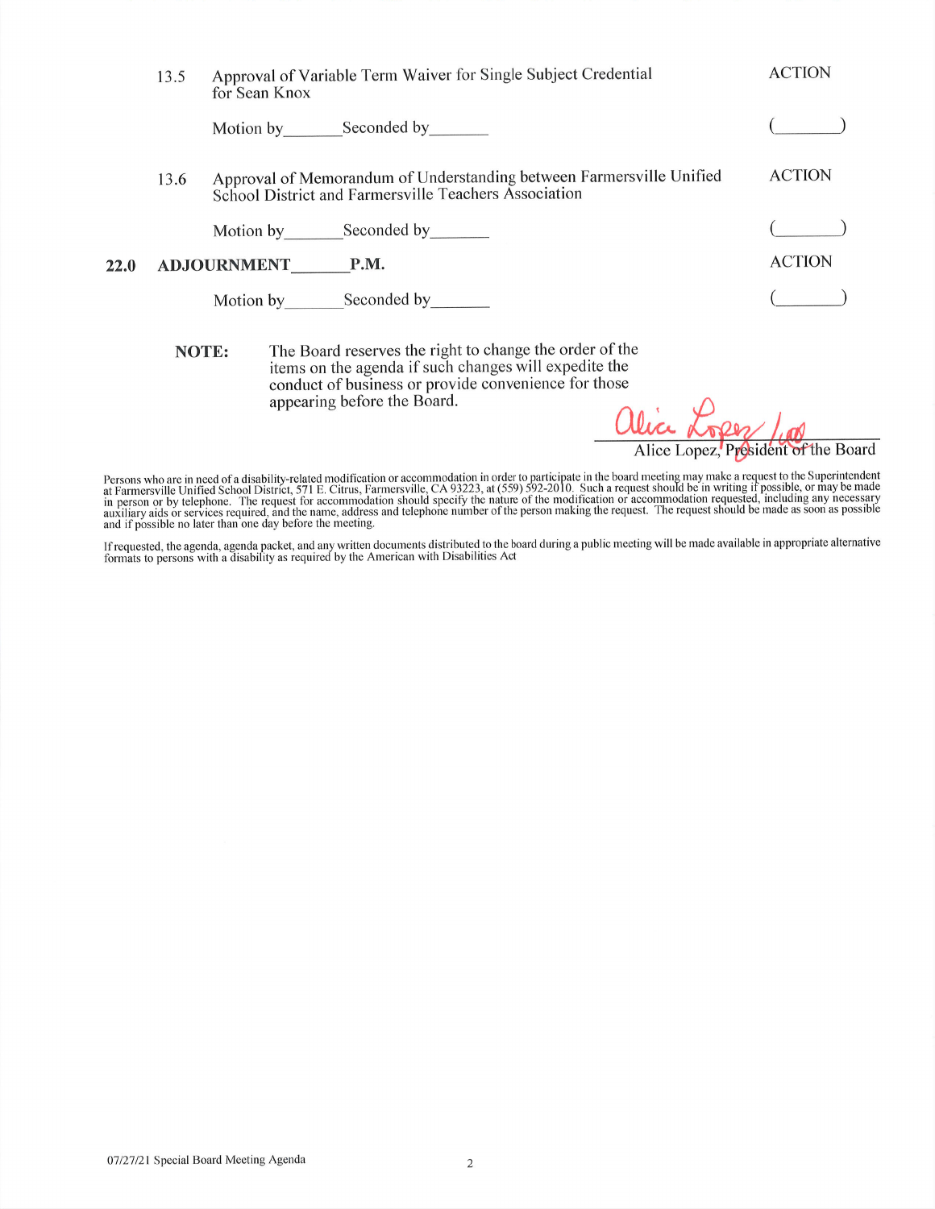13.5 Approval of Variable Term Waiver for Single Subject Credential for Sean Knox — ACTION

Motion by_______ Seconded by_______ (________)

13.6 Approval of Memorandum of Understanding between Farmersville Unified School District and Farmersville Teachers Association — ACTION

Motion by_______ Seconded by_______ (________)

**22.0 ADJOURNMENT_______ P.M.** — ACTION

Motion by_______ Seconded by_______ (________)

**NOTE:** The Board reserves the right to change the order of the items on the agenda if such changes will expedite the conduct of business or provide convenience for those appearing before the Board.

Alicia Lopez /ao

Alice Lopez, President of the Board

Persons who are in need of a disability-related modification or accommodation in order to participate in the board meeting may make a request to the Superintendent at Farmersville Unified School District, 571 E. Citrus, Farmersville, CA 93223, at (559) 592-2010. Such a request should be in writing if possible, or may be made in person or by telephone. The request for accommodation should specify the nature of the modification or accommodation requested, including any necessary auxiliary aids or services required, and the name, address and telephone number of the person making the request. The request should be made as soon as possible and if possible no later than one day before the meeting.

If requested, the agenda, agenda packet, and any written documents distributed to the board during a public meeting will be made available in appropriate alternative formats to persons with a disability as required by the American with Disabilities Act

07/27/21 Special Board Meeting Agenda